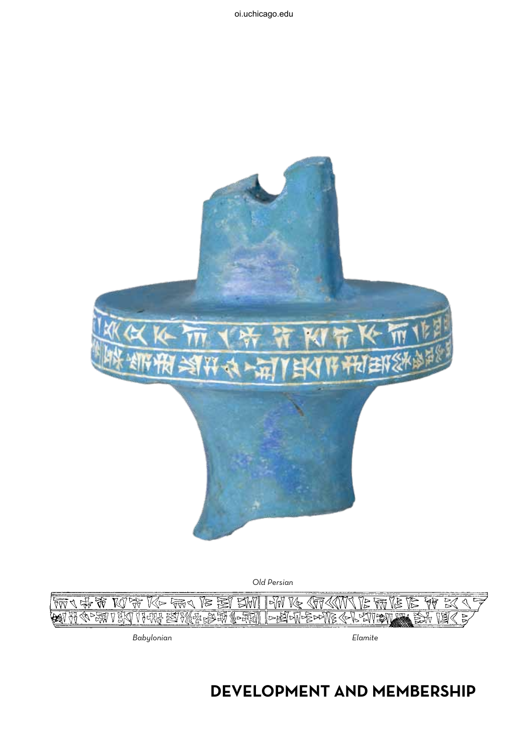Old Persian

Babylonian

Elamite

# DEVELOPMENT AND MEMBERSHIP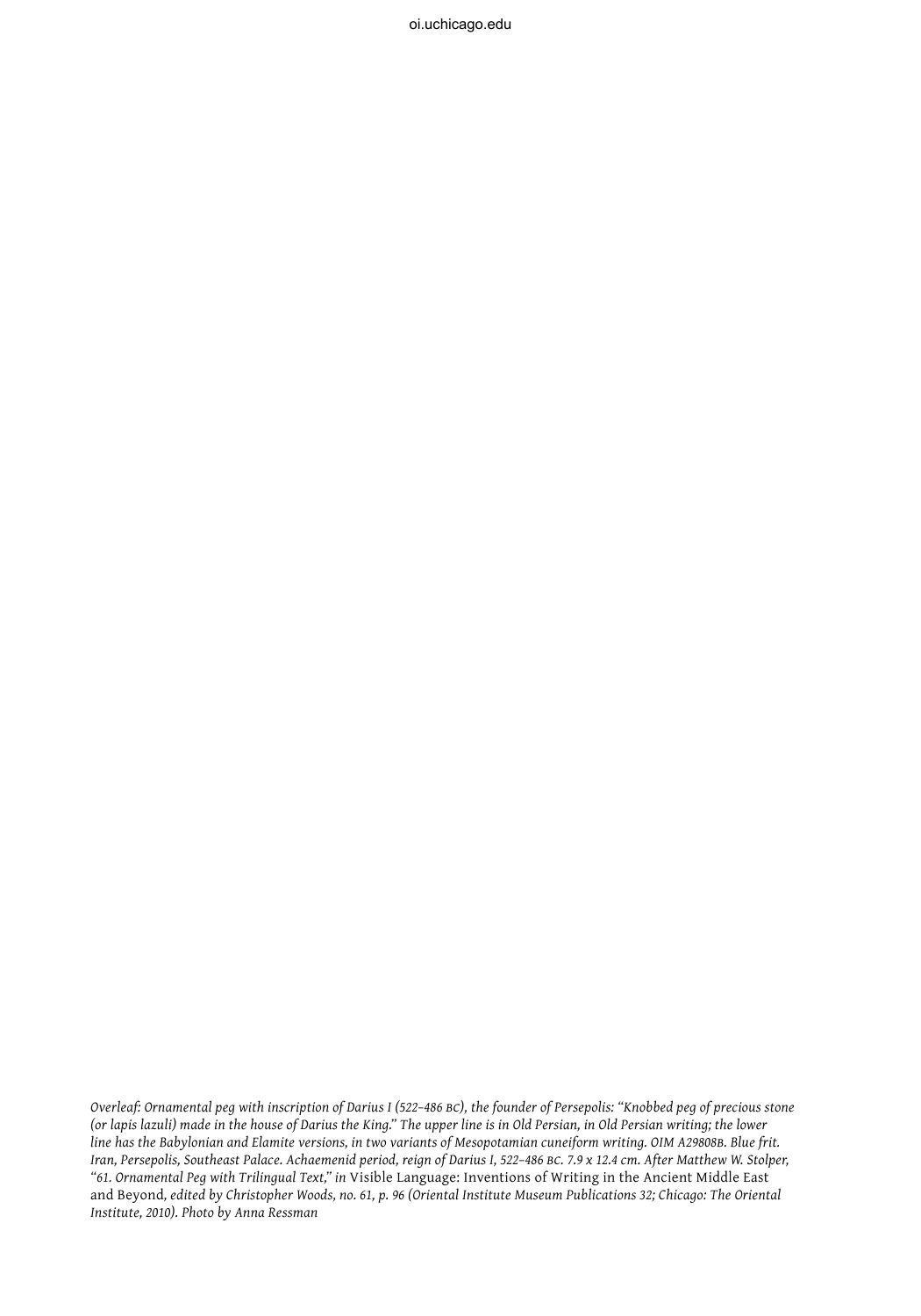*Overleaf: Ornamental peg with inscription of Darius I (522–486 BC), the founder of Persepolis: "Knobbed peg of precious stone (or lapis lazuli) made in the house of Darius the King." The upper line is in Old Persian, in Old Persian writing; the lower line has the Babylonian and Elamite versions, in two variants of Mesopotamian cuneiform writing. OIM A29808B. Blue frit. Iran, Persepolis, Southeast Palace. Achaemenid period, reign of Darius I, 522–486 BC. 7.9 x 12.4 cm. After Matthew W. Stolper, "61. Ornamental Peg with Trilingual Text," in* Visible Language: Inventions of Writing in the Ancient Middle East and Beyond, *edited by Christopher Woods, no. 61, p. 96 (Oriental Institute Museum Publications 32; Chicago: The Oriental Institute, 2010). Photo by Anna Ressman*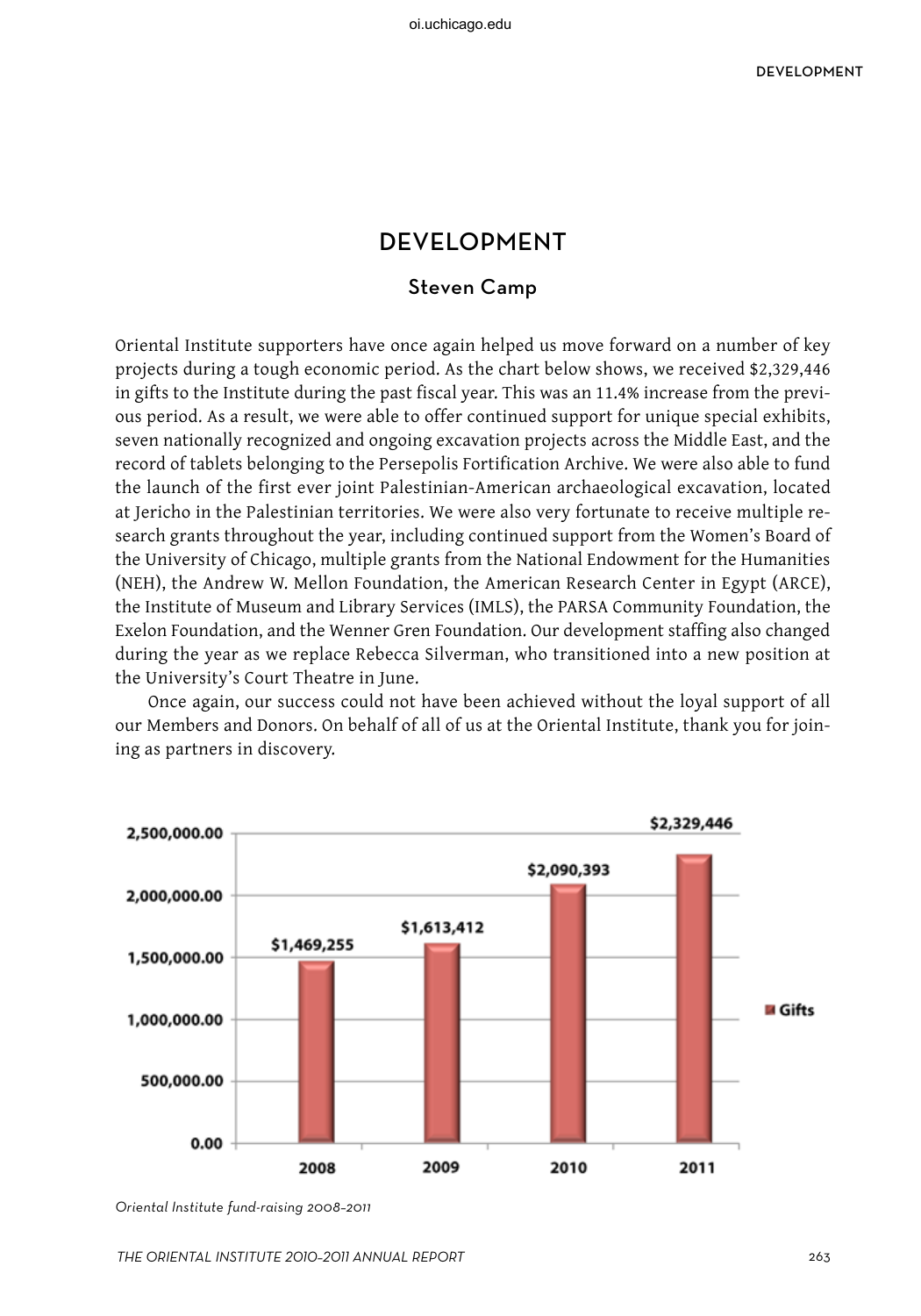# DEVELOPMENT

## Steven Camp

Oriental Institute supporters have once again helped us move forward on a number of key projects during a tough economic period. As the chart below shows, we received $2,329,446 in gifts to the Institute during the past fiscal year. This was an 11.4% increase from the previous period. As a result, we were able to offer continued support for unique special exhibits, seven nationally recognized and ongoing excavation projects across the Middle East, and the record of tablets belonging to the Persepolis Fortification Archive. We were also able to fund the launch of the first ever joint Palestinian-American archaeological excavation, located at Jericho in the Palestinian territories. We were also very fortunate to receive multiple research grants throughout the year, including continued support from the Women's Board of the University of Chicago, multiple grants from the National Endowment for the Humanities (NEH), the Andrew W. Mellon Foundation, the American Research Center in Egypt (ARCE), the Institute of Museum and Library Services (IMLS), the PARSA Community Foundation, the Exelon Foundation, and the Wenner Gren Foundation. Our development staffing also changed during the year as we replace Rebecca Silverman, who transitioned into a new position at the University's Court Theatre in June.

Once again, our success could not have been achieved without the loyal support of all our Members and Donors. On behalf of all of us at the Oriental Institute, thank you for joining as partners in discovery.

2,500,000.00
2,000,000.00
1,500,000.00
1,000,000.00
500,000.00
0.00

$1,469,255
$1,613,412
$2,090,393
$2,329,446

2008
2009
2010
2011

Gifts

*Oriental Institute fund-raising 2008–2011*